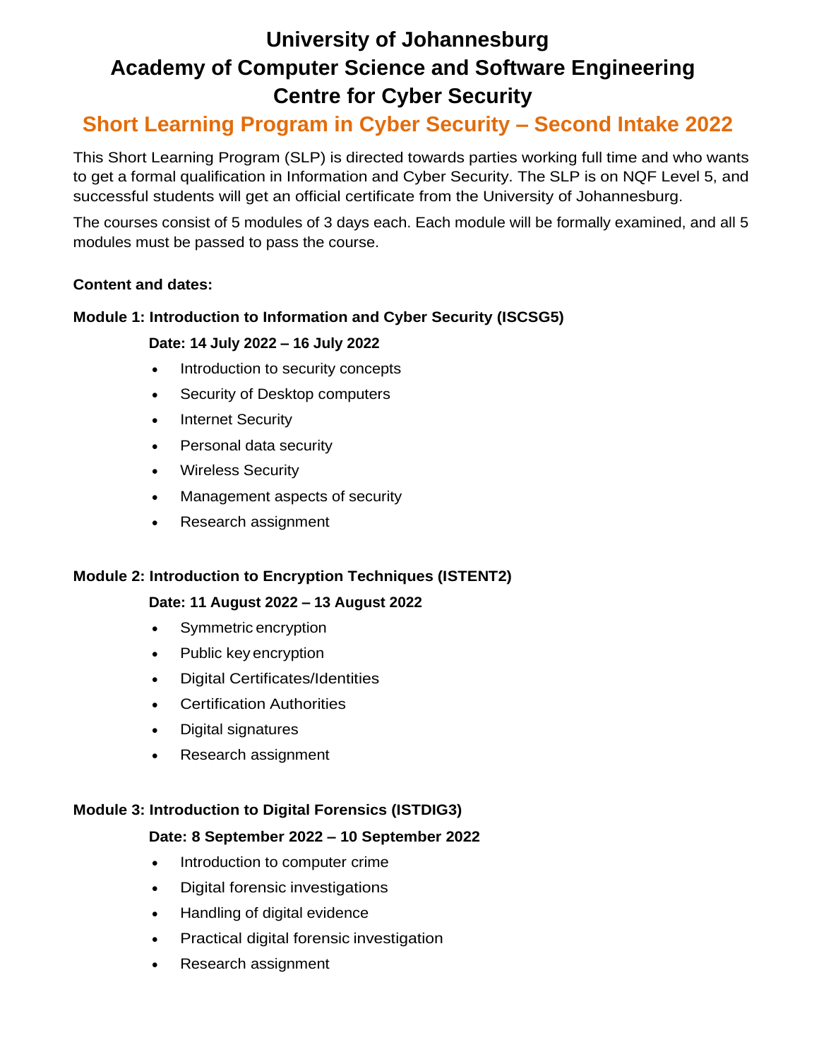# University of Johannesburg
# Academy of Computer Science and Software Engineering
# Centre for Cyber Security

## Short Learning Program in Cyber Security – Second Intake 2022

This Short Learning Program (SLP) is directed towards parties working full time and who wants to get a formal qualification in Information and Cyber Security. The SLP is on NQF Level 5, and successful students will get an official certificate from the University of Johannesburg.

The courses consist of 5 modules of 3 days each. Each module will be formally examined, and all 5 modules must be passed to pass the course.

**Content and dates:**

**Module 1: Introduction to Information and Cyber Security (ISCSG5)**

**Date: 14 July 2022 – 16 July 2022**

- Introduction to security concepts
- Security of Desktop computers
- Internet Security
- Personal data security
- Wireless Security
- Management aspects of security
- Research assignment

**Module 2: Introduction to Encryption Techniques (ISTENT2)**

**Date: 11 August 2022 – 13 August 2022**

- Symmetric encryption
- Public key encryption
- Digital Certificates/Identities
- Certification Authorities
- Digital signatures
- Research assignment

**Module 3: Introduction to Digital Forensics (ISTDIG3)**

**Date: 8 September 2022 – 10 September 2022**

- Introduction to computer crime
- Digital forensic investigations
- Handling of digital evidence
- Practical digital forensic investigation
- Research assignment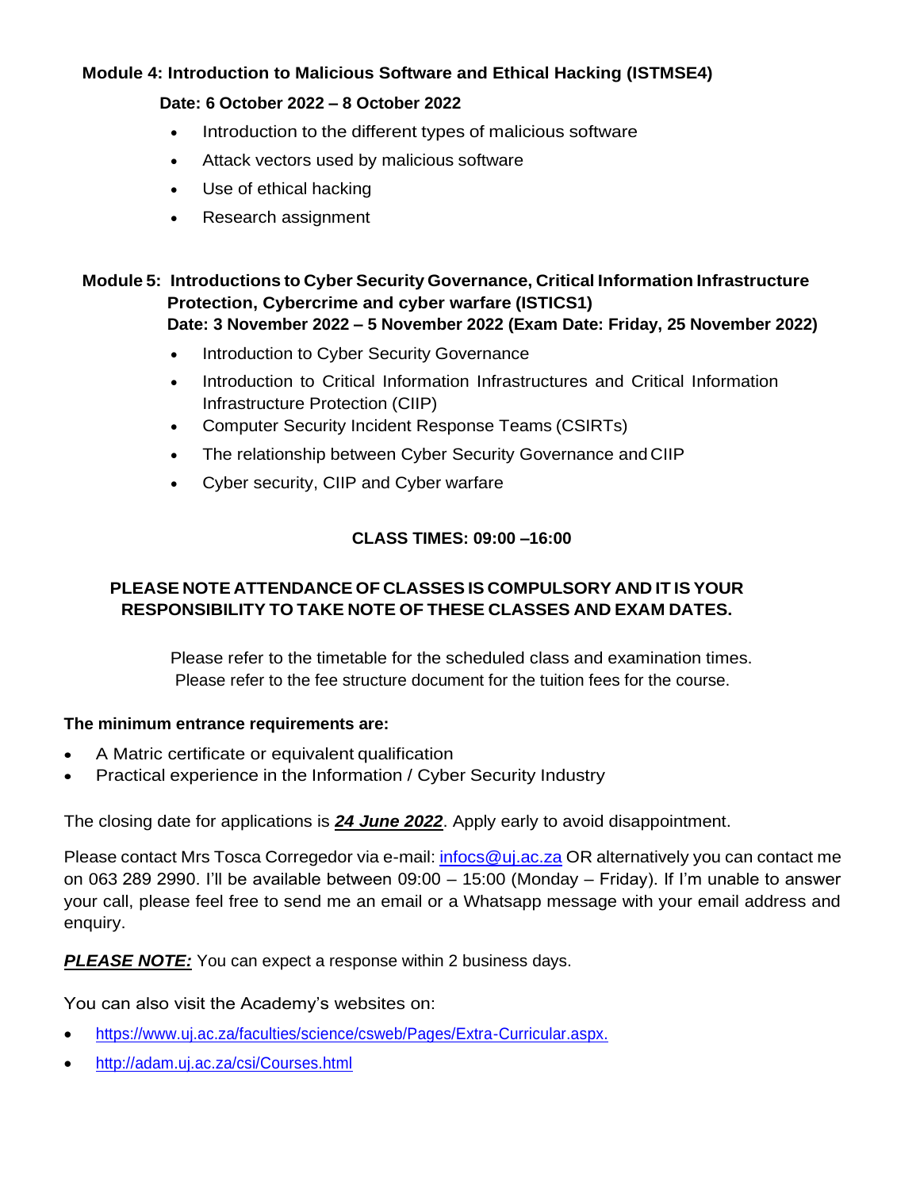**Module 4: Introduction to Malicious Software and Ethical Hacking (ISTMSE4)**

**Date: 6 October 2022 – 8 October 2022**

- Introduction to the different types of malicious software
- Attack vectors used by malicious software
- Use of ethical hacking
- Research assignment

**Module 5: Introductions to Cyber Security Governance, Critical Information Infrastructure Protection, Cybercrime and cyber warfare (ISTICS1)**
**Date: 3 November 2022 – 5 November 2022 (Exam Date: Friday, 25 November 2022)**

- Introduction to Cyber Security Governance
- Introduction to Critical Information Infrastructures and Critical Information Infrastructure Protection (CIIP)
- Computer Security Incident Response Teams (CSIRTs)
- The relationship between Cyber Security Governance and CIIP
- Cyber security, CIIP and Cyber warfare

**CLASS TIMES: 09:00 –16:00**

**PLEASE NOTE ATTENDANCE OF CLASSES IS COMPULSORY AND IT IS YOUR RESPONSIBILITY TO TAKE NOTE OF THESE CLASSES AND EXAM DATES.**

Please refer to the timetable for the scheduled class and examination times.
Please refer to the fee structure document for the tuition fees for the course.

**The minimum entrance requirements are:**

- A Matric certificate or equivalent qualification
- Practical experience in the Information / Cyber Security Industry

The closing date for applications is ***24 June 2022***. Apply early to avoid disappointment.

Please contact Mrs Tosca Corregedor via e-mail: infocs@uj.ac.za OR alternatively you can contact me on 063 289 2990. I'll be available between 09:00 – 15:00 (Monday – Friday). If I'm unable to answer your call, please feel free to send me an email or a Whatsapp message with your email address and enquiry.

***PLEASE NOTE:*** You can expect a response within 2 business days.

You can also visit the Academy's websites on:

- https://www.uj.ac.za/faculties/science/csweb/Pages/Extra-Curricular.aspx.
- http://adam.uj.ac.za/csi/Courses.html